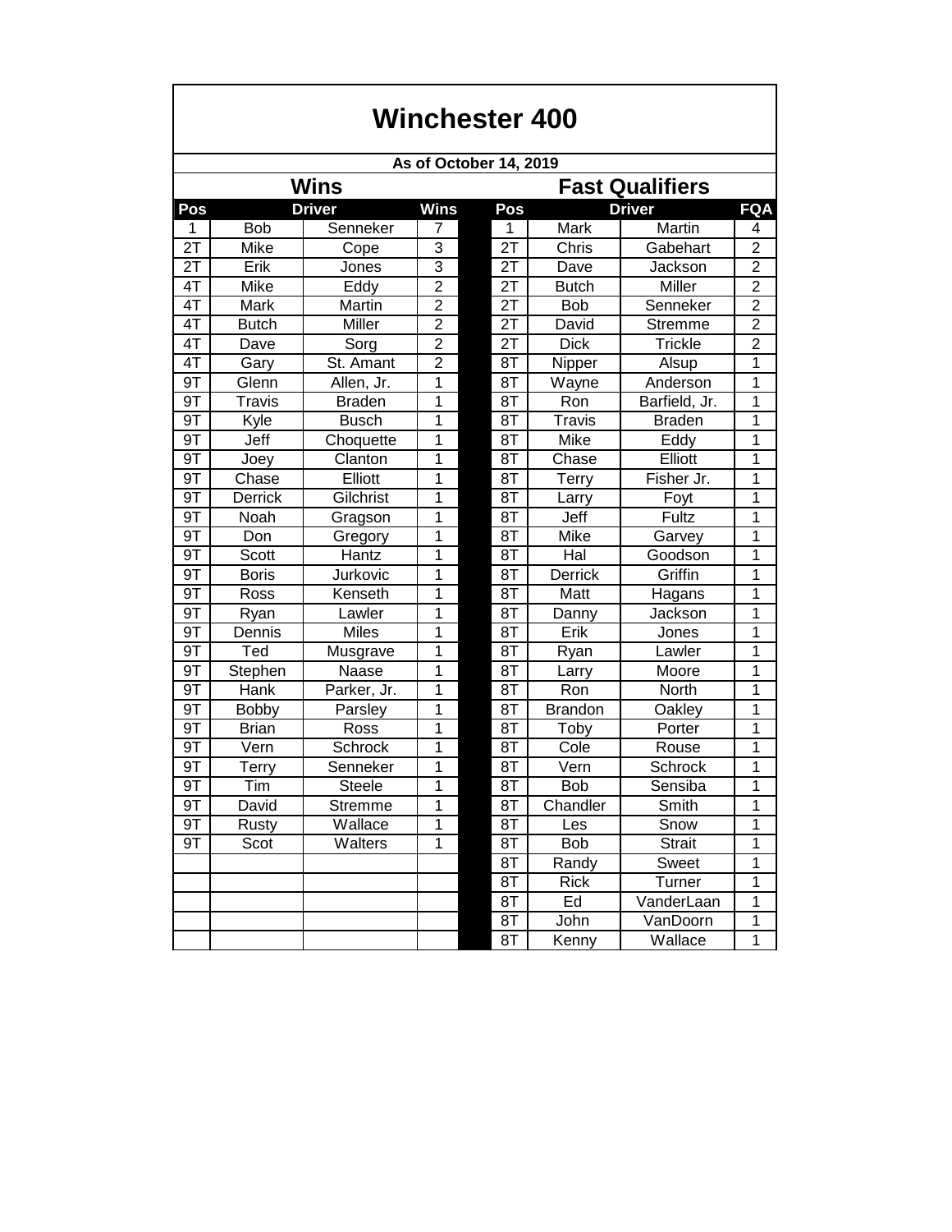# Winchester 400

**As of October 14, 2019**

## Wins

| Pos | Driver | | Wins |
|---|---|---|---|
| 1 | Bob | Senneker | 7 |
| 2T | Mike | Cope | 3 |
| 2T | Erik | Jones | 3 |
| 4T | Mike | Eddy | 2 |
| 4T | Mark | Martin | 2 |
| 4T | Butch | Miller | 2 |
| 4T | Dave | Sorg | 2 |
| 4T | Gary | St. Amant | 2 |
| 9T | Glenn | Allen, Jr. | 1 |
| 9T | Travis | Braden | 1 |
| 9T | Kyle | Busch | 1 |
| 9T | Jeff | Choquette | 1 |
| 9T | Joey | Clanton | 1 |
| 9T | Chase | Elliott | 1 |
| 9T | Derrick | Gilchrist | 1 |
| 9T | Noah | Gragson | 1 |
| 9T | Don | Gregory | 1 |
| 9T | Scott | Hantz | 1 |
| 9T | Boris | Jurkovic | 1 |
| 9T | Ross | Kenseth | 1 |
| 9T | Ryan | Lawler | 1 |
| 9T | Dennis | Miles | 1 |
| 9T | Ted | Musgrave | 1 |
| 9T | Stephen | Naase | 1 |
| 9T | Hank | Parker, Jr. | 1 |
| 9T | Bobby | Parsley | 1 |
| 9T | Brian | Ross | 1 |
| 9T | Vern | Schrock | 1 |
| 9T | Terry | Senneker | 1 |
| 9T | Tim | Steele | 1 |
| 9T | David | Stremme | 1 |
| 9T | Rusty | Wallace | 1 |
| 9T | Scot | Walters | 1 |

## Fast Qualifiers

| Pos | Driver | | FQA |
|---|---|---|---|
| 1 | Mark | Martin | 4 |
| 2T | Chris | Gabehart | 2 |
| 2T | Dave | Jackson | 2 |
| 2T | Butch | Miller | 2 |
| 2T | Bob | Senneker | 2 |
| 2T | David | Stremme | 2 |
| 2T | Dick | Trickle | 2 |
| 8T | Nipper | Alsup | 1 |
| 8T | Wayne | Anderson | 1 |
| 8T | Ron | Barfield, Jr. | 1 |
| 8T | Travis | Braden | 1 |
| 8T | Mike | Eddy | 1 |
| 8T | Chase | Elliott | 1 |
| 8T | Terry | Fisher Jr. | 1 |
| 8T | Larry | Foyt | 1 |
| 8T | Jeff | Fultz | 1 |
| 8T | Mike | Garvey | 1 |
| 8T | Hal | Goodson | 1 |
| 8T | Derrick | Griffin | 1 |
| 8T | Matt | Hagans | 1 |
| 8T | Danny | Jackson | 1 |
| 8T | Erik | Jones | 1 |
| 8T | Ryan | Lawler | 1 |
| 8T | Larry | Moore | 1 |
| 8T | Ron | North | 1 |
| 8T | Brandon | Oakley | 1 |
| 8T | Toby | Porter | 1 |
| 8T | Cole | Rouse | 1 |
| 8T | Vern | Schrock | 1 |
| 8T | Bob | Sensiba | 1 |
| 8T | Chandler | Smith | 1 |
| 8T | Les | Snow | 1 |
| 8T | Bob | Strait | 1 |
| 8T | Randy | Sweet | 1 |
| 8T | Rick | Turner | 1 |
| 8T | Ed | VanderLaan | 1 |
| 8T | John | VanDoorn | 1 |
| 8T | Kenny | Wallace | 1 |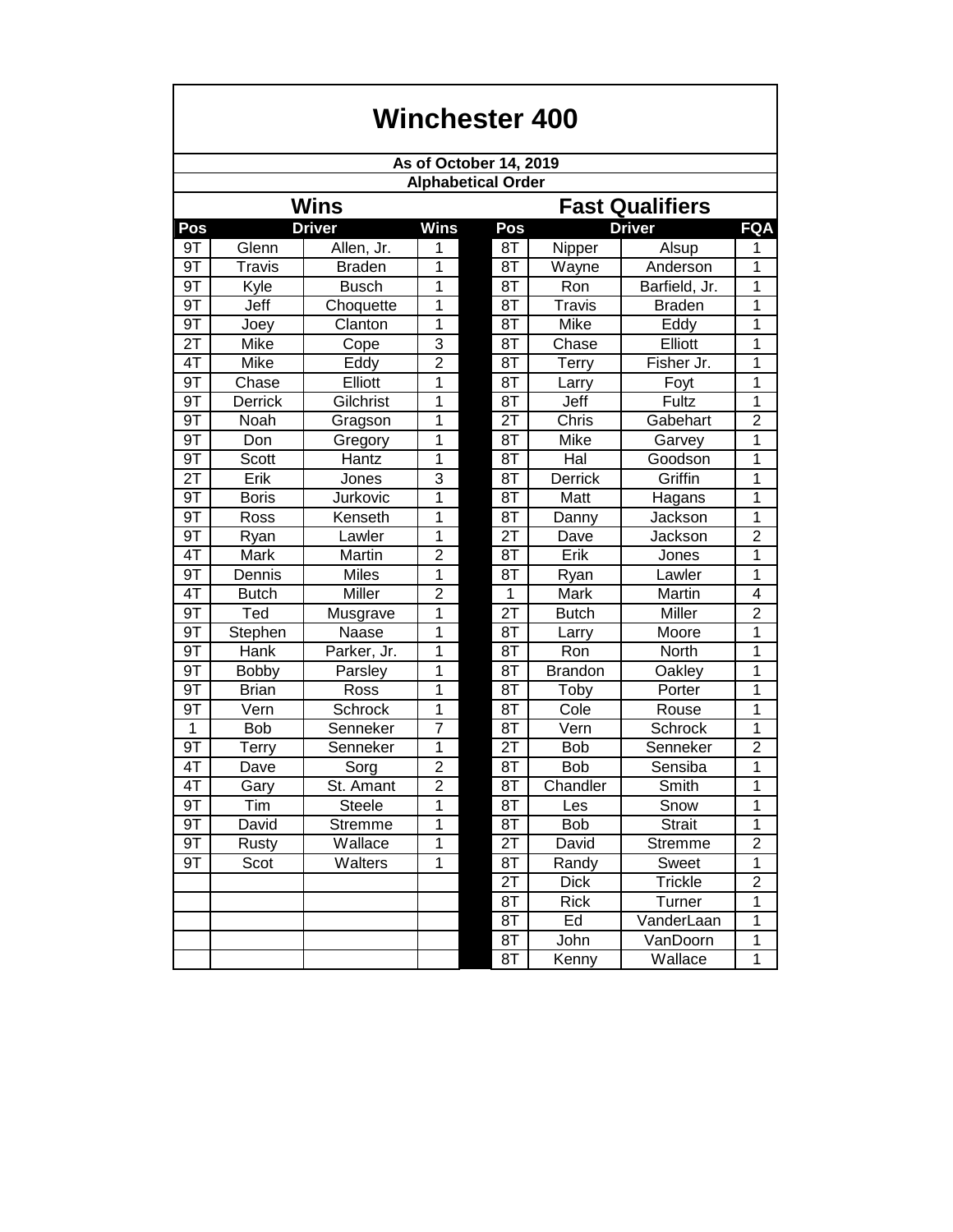# Winchester 400

**As of October 14, 2019**

**Alphabetical Order**

## Wins

| Pos | Driver | | Wins |
|---|---|---|---|
| 9T | Glenn | Allen, Jr. | 1 |
| 9T | Travis | Braden | 1 |
| 9T | Kyle | Busch | 1 |
| 9T | Jeff | Choquette | 1 |
| 9T | Joey | Clanton | 1 |
| 2T | Mike | Cope | 3 |
| 4T | Mike | Eddy | 2 |
| 9T | Chase | Elliott | 1 |
| 9T | Derrick | Gilchrist | 1 |
| 9T | Noah | Gragson | 1 |
| 9T | Don | Gregory | 1 |
| 9T | Scott | Hantz | 1 |
| 2T | Erik | Jones | 3 |
| 9T | Boris | Jurkovic | 1 |
| 9T | Ross | Kenseth | 1 |
| 9T | Ryan | Lawler | 1 |
| 4T | Mark | Martin | 2 |
| 9T | Dennis | Miles | 1 |
| 4T | Butch | Miller | 2 |
| 9T | Ted | Musgrave | 1 |
| 9T | Stephen | Naase | 1 |
| 9T | Hank | Parker, Jr. | 1 |
| 9T | Bobby | Parsley | 1 |
| 9T | Brian | Ross | 1 |
| 9T | Vern | Schrock | 1 |
| 1 | Bob | Senneker | 7 |
| 9T | Terry | Senneker | 1 |
| 4T | Dave | Sorg | 2 |
| 4T | Gary | St. Amant | 2 |
| 9T | Tim | Steele | 1 |
| 9T | David | Stremme | 1 |
| 9T | Rusty | Wallace | 1 |
| 9T | Scot | Walters | 1 |

## Fast Qualifiers

| Pos | Driver | | FQA |
|---|---|---|---|
| 8T | Nipper | Alsup | 1 |
| 8T | Wayne | Anderson | 1 |
| 8T | Ron | Barfield, Jr. | 1 |
| 8T | Travis | Braden | 1 |
| 8T | Mike | Eddy | 1 |
| 8T | Chase | Elliott | 1 |
| 8T | Terry | Fisher Jr. | 1 |
| 8T | Larry | Foyt | 1 |
| 8T | Jeff | Fultz | 1 |
| 2T | Chris | Gabehart | 2 |
| 8T | Mike | Garvey | 1 |
| 8T | Hal | Goodson | 1 |
| 8T | Derrick | Griffin | 1 |
| 8T | Matt | Hagans | 1 |
| 8T | Danny | Jackson | 1 |
| 2T | Dave | Jackson | 2 |
| 8T | Erik | Jones | 1 |
| 8T | Ryan | Lawler | 1 |
| 1 | Mark | Martin | 4 |
| 2T | Butch | Miller | 2 |
| 8T | Larry | Moore | 1 |
| 8T | Ron | North | 1 |
| 8T | Brandon | Oakley | 1 |
| 8T | Toby | Porter | 1 |
| 8T | Cole | Rouse | 1 |
| 8T | Vern | Schrock | 1 |
| 2T | Bob | Senneker | 2 |
| 8T | Bob | Sensiba | 1 |
| 8T | Chandler | Smith | 1 |
| 8T | Les | Snow | 1 |
| 8T | Bob | Strait | 1 |
| 2T | David | Stremme | 2 |
| 8T | Randy | Sweet | 1 |
| 2T | Dick | Trickle | 2 |
| 8T | Rick | Turner | 1 |
| 8T | Ed | VanderLaan | 1 |
| 8T | John | VanDoorn | 1 |
| 8T | Kenny | Wallace | 1 |